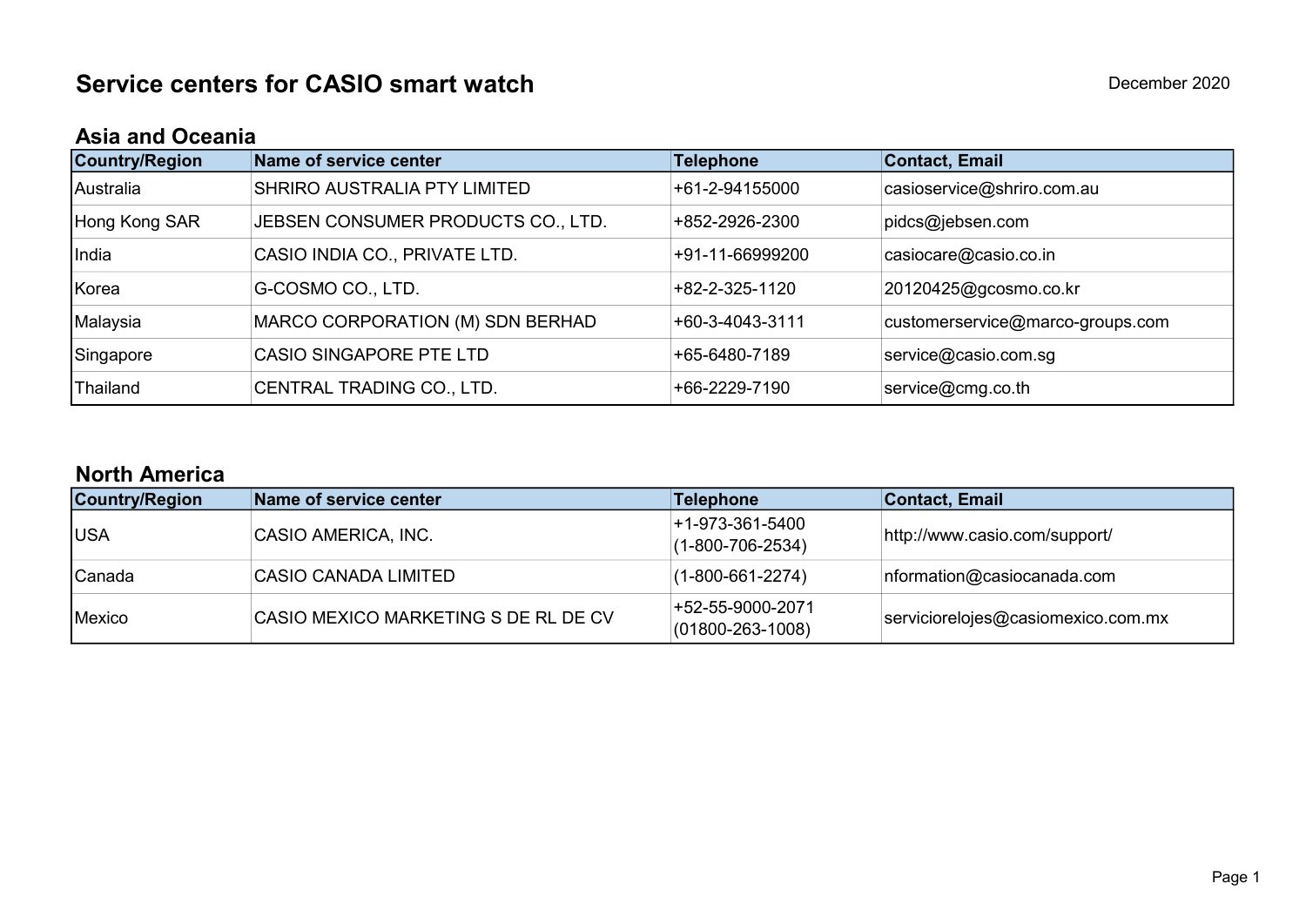# Service centers for CASIO smart watch

December 2020

## Asia and Oceania

| Country/Region | Name of service center | Telephone | Contact, Email |
|---|---|---|---|
| Australia | SHRIRO AUSTRALIA PTY LIMITED | +61-2-94155000 | casioservice@shriro.com.au |
| Hong Kong SAR | JEBSEN CONSUMER PRODUCTS CO., LTD. | +852-2926-2300 | pidcs@jebsen.com |
| India | CASIO INDIA CO., PRIVATE LTD. | +91-11-66999200 | casiocare@casio.co.in |
| Korea | G-COSMO CO., LTD. | +82-2-325-1120 | 20120425@gcosmo.co.kr |
| Malaysia | MARCO CORPORATION (M) SDN BERHAD | +60-3-4043-3111 | customerservice@marco-groups.com |
| Singapore | CASIO SINGAPORE PTE LTD | +65-6480-7189 | service@casio.com.sg |
| Thailand | CENTRAL TRADING CO., LTD. | +66-2229-7190 | service@cmg.co.th |

## North America

| Country/Region | Name of service center | Telephone | Contact, Email |
|---|---|---|---|
| USA | CASIO AMERICA, INC. | +1-973-361-5400 (1-800-706-2534) | http://www.casio.com/support/ |
| Canada | CASIO CANADA LIMITED | (1-800-661-2274) | nformation@casiocanada.com |
| Mexico | CASIO MEXICO MARKETING S DE RL DE CV | +52-55-9000-2071 (01800-263-1008) | serviciorelojes@casiomexico.com.mx |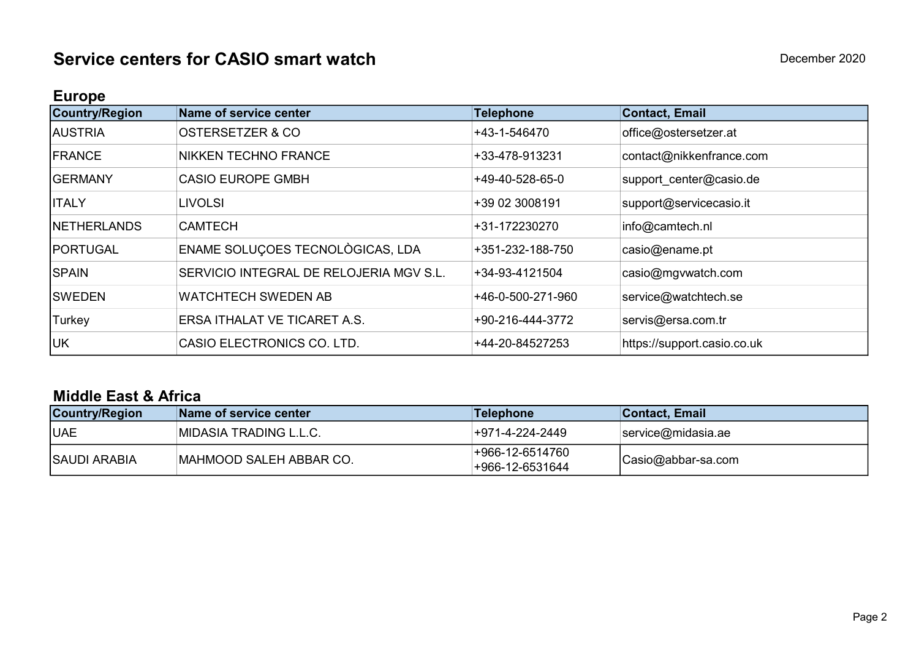# Service centers for CASIO smart watch

December 2020

## Europe

| Country/Region | Name of service center | Telephone | Contact, Email |
|---|---|---|---|
| AUSTRIA | OSTERSETZER & CO | +43-1-546470 | office@ostersetzer.at |
| FRANCE | NIKKEN TECHNO FRANCE | +33-478-913231 | contact@nikkenfrance.com |
| GERMANY | CASIO EUROPE GMBH | +49-40-528-65-0 | support_center@casio.de |
| ITALY | LIVOLSI | +39 02 3008191 | support@servicecasio.it |
| NETHERLANDS | CAMTECH | +31-172230270 | info@camtech.nl |
| PORTUGAL | ENAME SOLUÇOES TECNOLÒGICAS, LDA | +351-232-188-750 | casio@ename.pt |
| SPAIN | SERVICIO INTEGRAL DE RELOJERIA MGV S.L. | +34-93-4121504 | casio@mgvwatch.com |
| SWEDEN | WATCHTECH SWEDEN AB | +46-0-500-271-960 | service@watchtech.se |
| Turkey | ERSA ITHALAT VE TICARET A.S. | +90-216-444-3772 | servis@ersa.com.tr |
| UK | CASIO ELECTRONICS CO. LTD. | +44-20-84527253 | https://support.casio.co.uk |

## Middle East & Africa

| Country/Region | Name of service center | Telephone | Contact, Email |
|---|---|---|---|
| UAE | MIDASIA TRADING L.L.C. | +971-4-224-2449 | service@midasia.ae |
| SAUDI ARABIA | MAHMOOD SALEH ABBAR CO. | +966-12-6514760<br>+966-12-6531644 | Casio@abbar-sa.com |